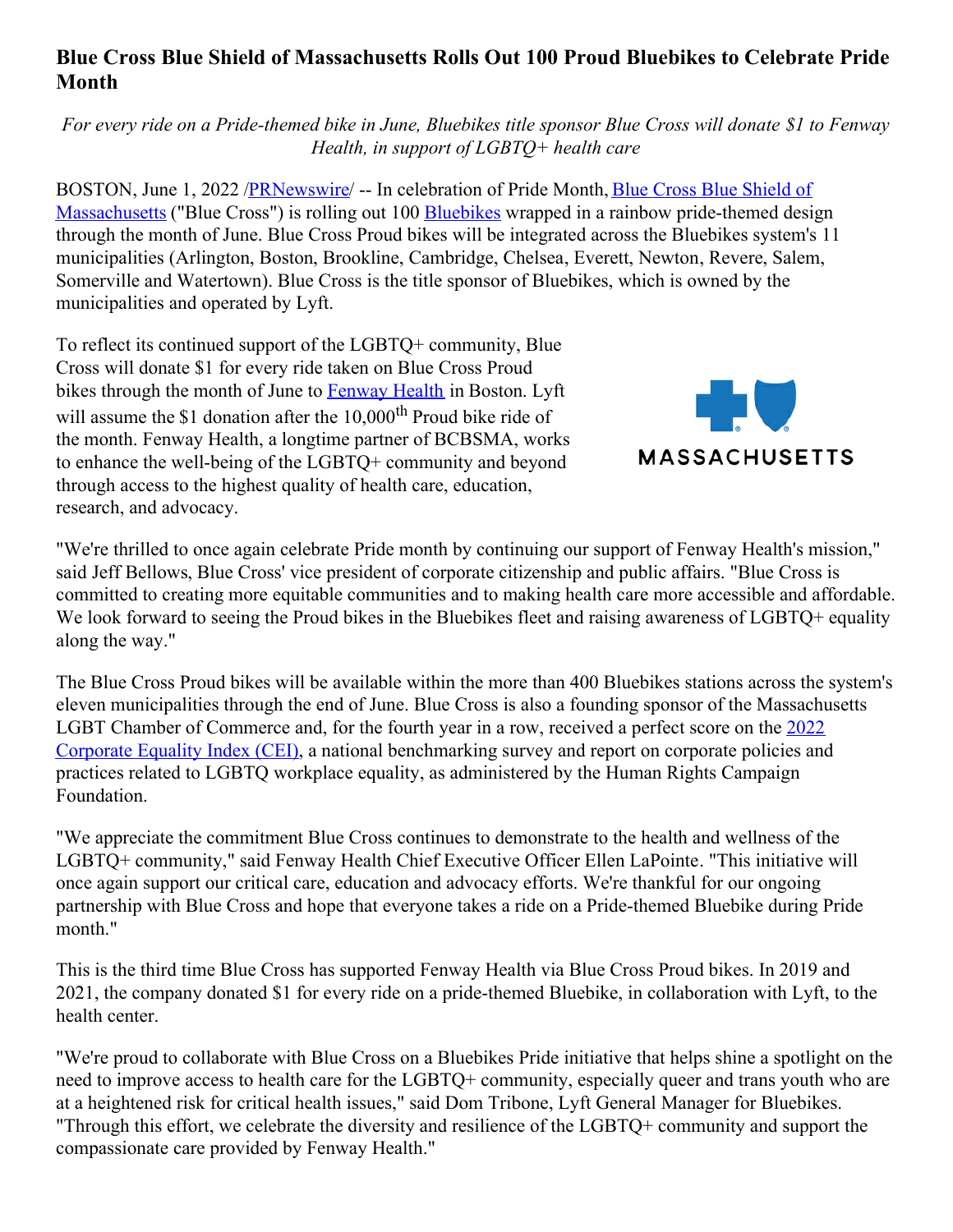# Blue Cross Blue Shield of Massachusetts Rolls Out 100 Proud Bluebikes to Celebrate Pride Month

*For every ride on a Pride-themed bike in June, Bluebikes title sponsor Blue Cross will donate $1 to Fenway Health, in support of LGBTQ+ health care*

BOSTON, June 1, 2022 /PRNewswire/ -- In celebration of Pride Month, Blue Cross Blue Shield of Massachusetts ("Blue Cross") is rolling out 100 Bluebikes wrapped in a rainbow pride-themed design through the month of June. Blue Cross Proud bikes will be integrated across the Bluebikes system's 11 municipalities (Arlington, Boston, Brookline, Cambridge, Chelsea, Everett, Newton, Revere, Salem, Somerville and Watertown). Blue Cross is the title sponsor of Bluebikes, which is owned by the municipalities and operated by Lyft.

To reflect its continued support of the LGBTQ+ community, Blue Cross will donate $1 for every ride taken on Blue Cross Proud bikes through the month of June to Fenway Health in Boston. Lyft will assume the $1 donation after the 10,000th Proud bike ride of the month. Fenway Health, a longtime partner of BCBSMA, works to enhance the well-being of the LGBTQ+ community and beyond through access to the highest quality of health care, education, research, and advocacy.

"We're thrilled to once again celebrate Pride month by continuing our support of Fenway Health's mission," said Jeff Bellows, Blue Cross' vice president of corporate citizenship and public affairs. "Blue Cross is committed to creating more equitable communities and to making health care more accessible and affordable. We look forward to seeing the Proud bikes in the Bluebikes fleet and raising awareness of LGBTQ+ equality along the way."

The Blue Cross Proud bikes will be available within the more than 400 Bluebikes stations across the system's eleven municipalities through the end of June. Blue Cross is also a founding sponsor of the Massachusetts LGBT Chamber of Commerce and, for the fourth year in a row, received a perfect score on the 2022 Corporate Equality Index (CEI), a national benchmarking survey and report on corporate policies and practices related to LGBTQ workplace equality, as administered by the Human Rights Campaign Foundation.

"We appreciate the commitment Blue Cross continues to demonstrate to the health and wellness of the LGBTQ+ community," said Fenway Health Chief Executive Officer Ellen LaPointe. "This initiative will once again support our critical care, education and advocacy efforts. We're thankful for our ongoing partnership with Blue Cross and hope that everyone takes a ride on a Pride-themed Bluebike during Pride month."

This is the third time Blue Cross has supported Fenway Health via Blue Cross Proud bikes. In 2019 and 2021, the company donated $1 for every ride on a pride-themed Bluebike, in collaboration with Lyft, to the health center.

"We're proud to collaborate with Blue Cross on a Bluebikes Pride initiative that helps shine a spotlight on the need to improve access to health care for the LGBTQ+ community, especially queer and trans youth who are at a heightened risk for critical health issues," said Dom Tribone, Lyft General Manager for Bluebikes. "Through this effort, we celebrate the diversity and resilience of the LGBTQ+ community and support the compassionate care provided by Fenway Health."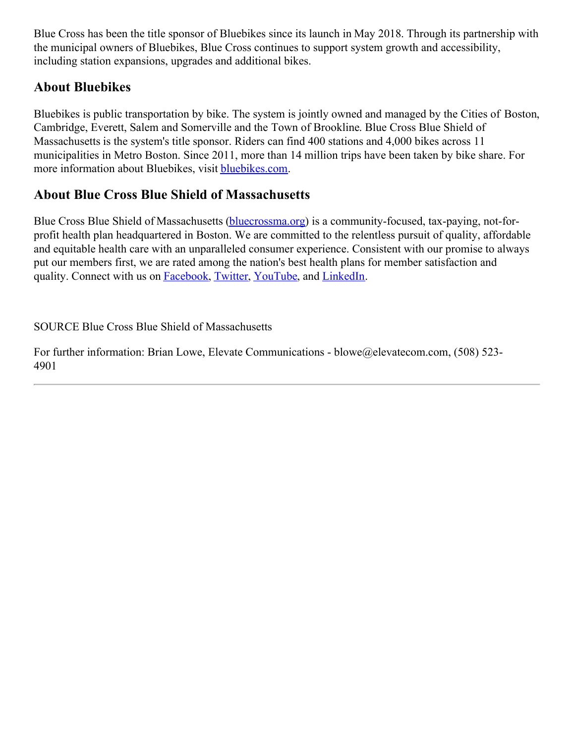Blue Cross has been the title sponsor of Bluebikes since its launch in May 2018. Through its partnership with the municipal owners of Bluebikes, Blue Cross continues to support system growth and accessibility, including station expansions, upgrades and additional bikes.

## About Bluebikes

Bluebikes is public transportation by bike. The system is jointly owned and managed by the Cities of Boston, Cambridge, Everett, Salem and Somerville and the Town of Brookline. Blue Cross Blue Shield of Massachusetts is the system's title sponsor. Riders can find 400 stations and 4,000 bikes across 11 municipalities in Metro Boston. Since 2011, more than 14 million trips have been taken by bike share. For more information about Bluebikes, visit bluebikes.com.

## About Blue Cross Blue Shield of Massachusetts

Blue Cross Blue Shield of Massachusetts (bluecrossma.org) is a community-focused, tax-paying, not-for-profit health plan headquartered in Boston. We are committed to the relentless pursuit of quality, affordable and equitable health care with an unparalleled consumer experience. Consistent with our promise to always put our members first, we are rated among the nation's best health plans for member satisfaction and quality. Connect with us on Facebook, Twitter, YouTube, and LinkedIn.

SOURCE Blue Cross Blue Shield of Massachusetts

For further information: Brian Lowe, Elevate Communications - blowe@elevatecom.com, (508) 523-4901